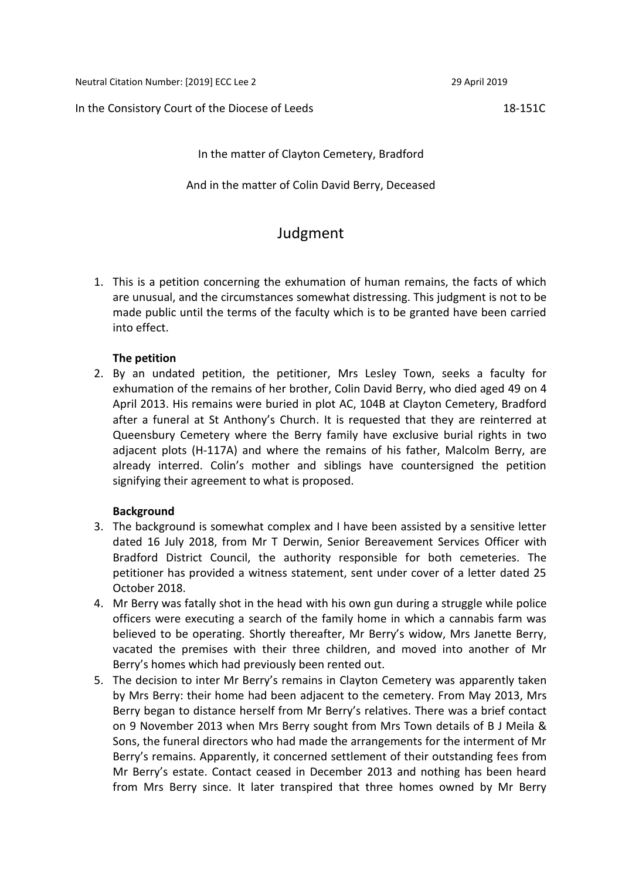Neutral Citation Number: [2019] ECC Lee 2 29 April 2019

In the Consistory Court of the Diocese of Leeds 18-151C

In the matter of Clayton Cemetery, Bradford

And in the matter of Colin David Berry, Deceased

# Judgment

1. This is a petition concerning the exhumation of human remains, the facts of which are unusual, and the circumstances somewhat distressing. This judgment is not to be made public until the terms of the faculty which is to be granted have been carried into effect.

**The petition**

2. By an undated petition, the petitioner, Mrs Lesley Town, seeks a faculty for exhumation of the remains of her brother, Colin David Berry, who died aged 49 on 4 April 2013. His remains were buried in plot AC, 104B at Clayton Cemetery, Bradford after a funeral at St Anthony's Church. It is requested that they are reinterred at Queensbury Cemetery where the Berry family have exclusive burial rights in two adjacent plots (H-117A) and where the remains of his father, Malcolm Berry, are already interred. Colin's mother and siblings have countersigned the petition signifying their agreement to what is proposed.

**Background**

3. The background is somewhat complex and I have been assisted by a sensitive letter dated 16 July 2018, from Mr T Derwin, Senior Bereavement Services Officer with Bradford District Council, the authority responsible for both cemeteries. The petitioner has provided a witness statement, sent under cover of a letter dated 25 October 2018.
4. Mr Berry was fatally shot in the head with his own gun during a struggle while police officers were executing a search of the family home in which a cannabis farm was believed to be operating. Shortly thereafter, Mr Berry's widow, Mrs Janette Berry, vacated the premises with their three children, and moved into another of Mr Berry's homes which had previously been rented out.
5. The decision to inter Mr Berry's remains in Clayton Cemetery was apparently taken by Mrs Berry: their home had been adjacent to the cemetery. From May 2013, Mrs Berry began to distance herself from Mr Berry's relatives. There was a brief contact on 9 November 2013 when Mrs Berry sought from Mrs Town details of B J Meila & Sons, the funeral directors who had made the arrangements for the interment of Mr Berry's remains. Apparently, it concerned settlement of their outstanding fees from Mr Berry's estate. Contact ceased in December 2013 and nothing has been heard from Mrs Berry since. It later transpired that three homes owned by Mr Berry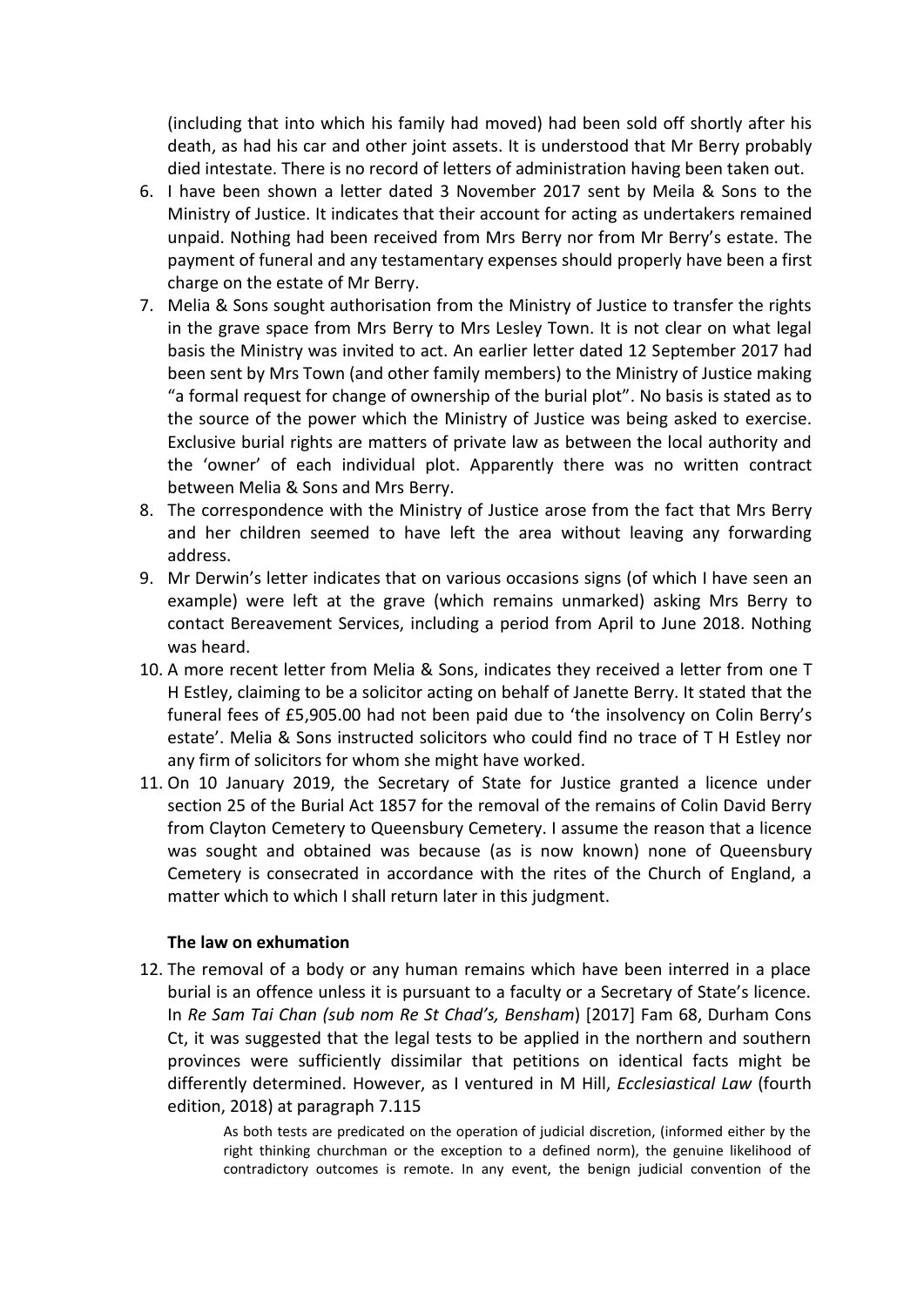(including that into which his family had moved) had been sold off shortly after his death, as had his car and other joint assets. It is understood that Mr Berry probably died intestate. There is no record of letters of administration having been taken out.

6. I have been shown a letter dated 3 November 2017 sent by Meila & Sons to the Ministry of Justice. It indicates that their account for acting as undertakers remained unpaid. Nothing had been received from Mrs Berry nor from Mr Berry's estate. The payment of funeral and any testamentary expenses should properly have been a first charge on the estate of Mr Berry.
7. Melia & Sons sought authorisation from the Ministry of Justice to transfer the rights in the grave space from Mrs Berry to Mrs Lesley Town. It is not clear on what legal basis the Ministry was invited to act. An earlier letter dated 12 September 2017 had been sent by Mrs Town (and other family members) to the Ministry of Justice making "a formal request for change of ownership of the burial plot". No basis is stated as to the source of the power which the Ministry of Justice was being asked to exercise. Exclusive burial rights are matters of private law as between the local authority and the 'owner' of each individual plot. Apparently there was no written contract between Melia & Sons and Mrs Berry.
8. The correspondence with the Ministry of Justice arose from the fact that Mrs Berry and her children seemed to have left the area without leaving any forwarding address.
9. Mr Derwin's letter indicates that on various occasions signs (of which I have seen an example) were left at the grave (which remains unmarked) asking Mrs Berry to contact Bereavement Services, including a period from April to June 2018. Nothing was heard.
10. A more recent letter from Melia & Sons, indicates they received a letter from one T H Estley, claiming to be a solicitor acting on behalf of Janette Berry. It stated that the funeral fees of £5,905.00 had not been paid due to 'the insolvency on Colin Berry's estate'. Melia & Sons instructed solicitors who could find no trace of T H Estley nor any firm of solicitors for whom she might have worked.
11. On 10 January 2019, the Secretary of State for Justice granted a licence under section 25 of the Burial Act 1857 for the removal of the remains of Colin David Berry from Clayton Cemetery to Queensbury Cemetery. I assume the reason that a licence was sought and obtained was because (as is now known) none of Queensbury Cemetery is consecrated in accordance with the rites of the Church of England, a matter which to which I shall return later in this judgment.

### The law on exhumation

12. The removal of a body or any human remains which have been interred in a place burial is an offence unless it is pursuant to a faculty or a Secretary of State's licence. In *Re Sam Tai Chan (sub nom Re St Chad's, Bensham*) [2017] Fam 68, Durham Cons Ct, it was suggested that the legal tests to be applied in the northern and southern provinces were sufficiently dissimilar that petitions on identical facts might be differently determined. However, as I ventured in M Hill, *Ecclesiastical Law* (fourth edition, 2018) at paragraph 7.115

> As both tests are predicated on the operation of judicial discretion, (informed either by the right thinking churchman or the exception to a defined norm), the genuine likelihood of contradictory outcomes is remote. In any event, the benign judicial convention of the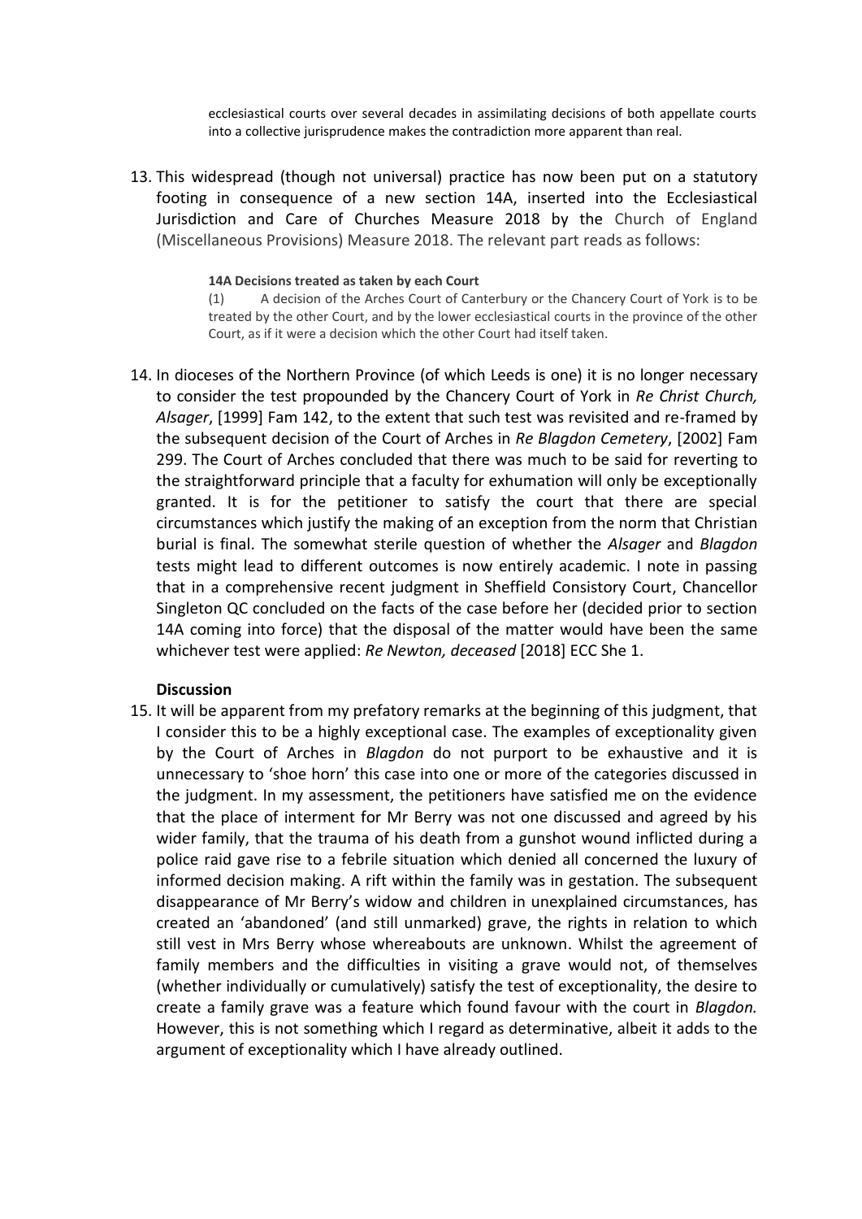ecclesiastical courts over several decades in assimilating decisions of both appellate courts into a collective jurisprudence makes the contradiction more apparent than real.

13. This widespread (though not universal) practice has now been put on a statutory footing in consequence of a new section 14A, inserted into the Ecclesiastical Jurisdiction and Care of Churches Measure 2018 by the Church of England (Miscellaneous Provisions) Measure 2018. The relevant part reads as follows:

> **14A Decisions treated as taken by each Court**
>
> (1) A decision of the Arches Court of Canterbury or the Chancery Court of York is to be treated by the other Court, and by the lower ecclesiastical courts in the province of the other Court, as if it were a decision which the other Court had itself taken.

14. In dioceses of the Northern Province (of which Leeds is one) it is no longer necessary to consider the test propounded by the Chancery Court of York in *Re Christ Church, Alsager*, [1999] Fam 142, to the extent that such test was revisited and re-framed by the subsequent decision of the Court of Arches in *Re Blagdon Cemetery*, [2002] Fam 299. The Court of Arches concluded that there was much to be said for reverting to the straightforward principle that a faculty for exhumation will only be exceptionally granted. It is for the petitioner to satisfy the court that there are special circumstances which justify the making of an exception from the norm that Christian burial is final. The somewhat sterile question of whether the *Alsager* and *Blagdon* tests might lead to different outcomes is now entirely academic. I note in passing that in a comprehensive recent judgment in Sheffield Consistory Court, Chancellor Singleton QC concluded on the facts of the case before her (decided prior to section 14A coming into force) that the disposal of the matter would have been the same whichever test were applied: *Re Newton, deceased* [2018] ECC She 1.

### Discussion

15. It will be apparent from my prefatory remarks at the beginning of this judgment, that I consider this to be a highly exceptional case. The examples of exceptionality given by the Court of Arches in *Blagdon* do not purport to be exhaustive and it is unnecessary to 'shoe horn' this case into one or more of the categories discussed in the judgment. In my assessment, the petitioners have satisfied me on the evidence that the place of interment for Mr Berry was not one discussed and agreed by his wider family, that the trauma of his death from a gunshot wound inflicted during a police raid gave rise to a febrile situation which denied all concerned the luxury of informed decision making. A rift within the family was in gestation. The subsequent disappearance of Mr Berry's widow and children in unexplained circumstances, has created an 'abandoned' (and still unmarked) grave, the rights in relation to which still vest in Mrs Berry whose whereabouts are unknown. Whilst the agreement of family members and the difficulties in visiting a grave would not, of themselves (whether individually or cumulatively) satisfy the test of exceptionality, the desire to create a family grave was a feature which found favour with the court in *Blagdon.* However, this is not something which I regard as determinative, albeit it adds to the argument of exceptionality which I have already outlined.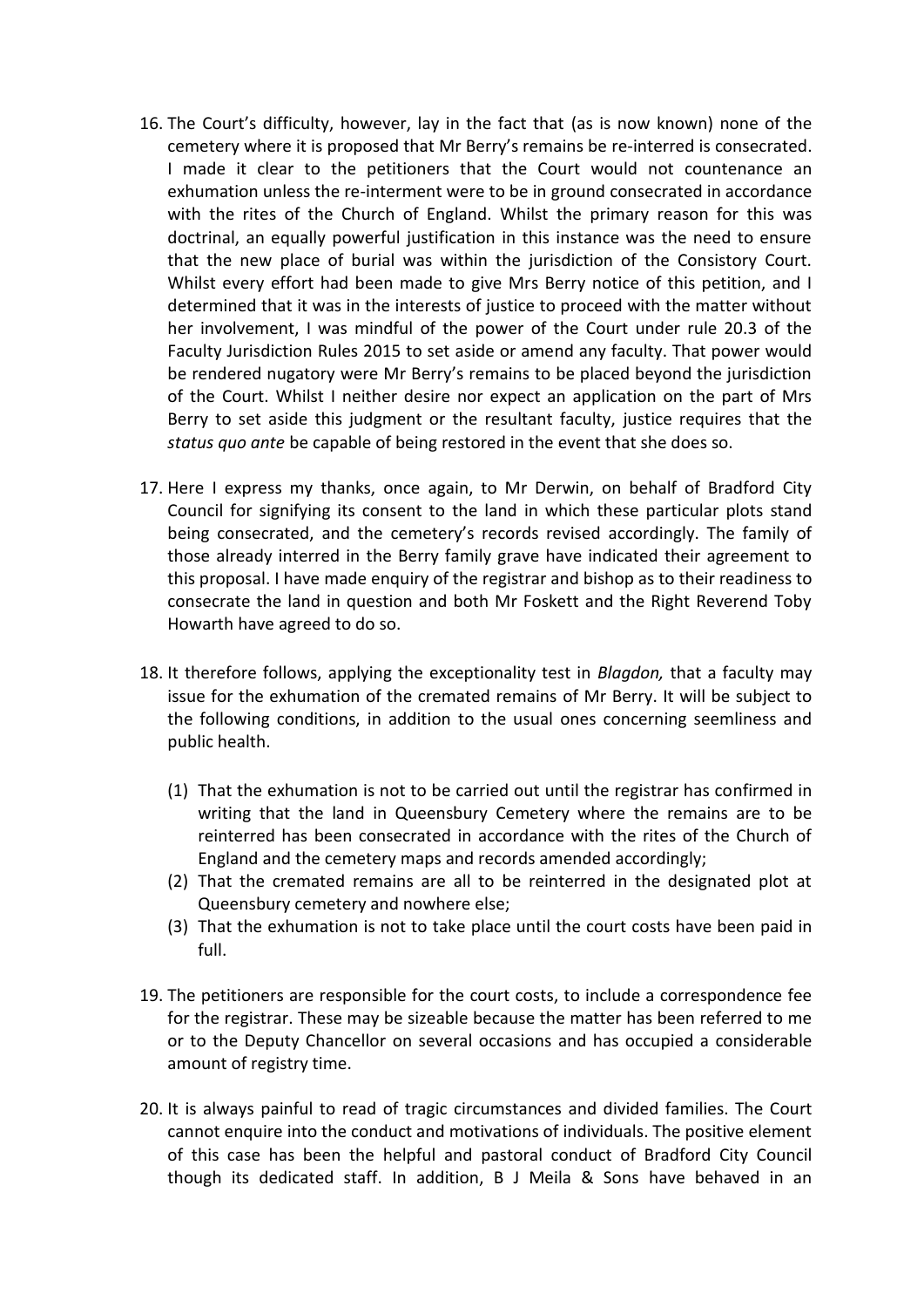16. The Court's difficulty, however, lay in the fact that (as is now known) none of the cemetery where it is proposed that Mr Berry's remains be re-interred is consecrated. I made it clear to the petitioners that the Court would not countenance an exhumation unless the re-interment were to be in ground consecrated in accordance with the rites of the Church of England. Whilst the primary reason for this was doctrinal, an equally powerful justification in this instance was the need to ensure that the new place of burial was within the jurisdiction of the Consistory Court. Whilst every effort had been made to give Mrs Berry notice of this petition, and I determined that it was in the interests of justice to proceed with the matter without her involvement, I was mindful of the power of the Court under rule 20.3 of the Faculty Jurisdiction Rules 2015 to set aside or amend any faculty. That power would be rendered nugatory were Mr Berry's remains to be placed beyond the jurisdiction of the Court. Whilst I neither desire nor expect an application on the part of Mrs Berry to set aside this judgment or the resultant faculty, justice requires that the *status quo ante* be capable of being restored in the event that she does so.

17. Here I express my thanks, once again, to Mr Derwin, on behalf of Bradford City Council for signifying its consent to the land in which these particular plots stand being consecrated, and the cemetery's records revised accordingly. The family of those already interred in the Berry family grave have indicated their agreement to this proposal. I have made enquiry of the registrar and bishop as to their readiness to consecrate the land in question and both Mr Foskett and the Right Reverend Toby Howarth have agreed to do so.

18. It therefore follows, applying the exceptionality test in *Blagdon,* that a faculty may issue for the exhumation of the cremated remains of Mr Berry. It will be subject to the following conditions, in addition to the usual ones concerning seemliness and public health.

    (1) That the exhumation is not to be carried out until the registrar has confirmed in writing that the land in Queensbury Cemetery where the remains are to be reinterred has been consecrated in accordance with the rites of the Church of England and the cemetery maps and records amended accordingly;
    (2) That the cremated remains are all to be reinterred in the designated plot at Queensbury cemetery and nowhere else;
    (3) That the exhumation is not to take place until the court costs have been paid in full.

19. The petitioners are responsible for the court costs, to include a correspondence fee for the registrar. These may be sizeable because the matter has been referred to me or to the Deputy Chancellor on several occasions and has occupied a considerable amount of registry time.

20. It is always painful to read of tragic circumstances and divided families. The Court cannot enquire into the conduct and motivations of individuals. The positive element of this case has been the helpful and pastoral conduct of Bradford City Council though its dedicated staff. In addition, B J Meila & Sons have behaved in an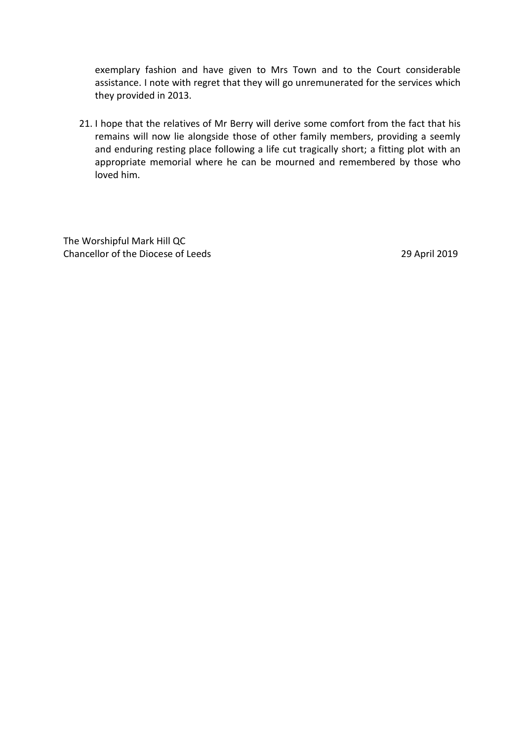exemplary fashion and have given to Mrs Town and to the Court considerable assistance. I note with regret that they will go unremunerated for the services which they provided in 2013.

21. I hope that the relatives of Mr Berry will derive some comfort from the fact that his remains will now lie alongside those of other family members, providing a seemly and enduring resting place following a life cut tragically short; a fitting plot with an appropriate memorial where he can be mourned and remembered by those who loved him.

The Worshipful Mark Hill QC
Chancellor of the Diocese of Leeds

29 April 2019